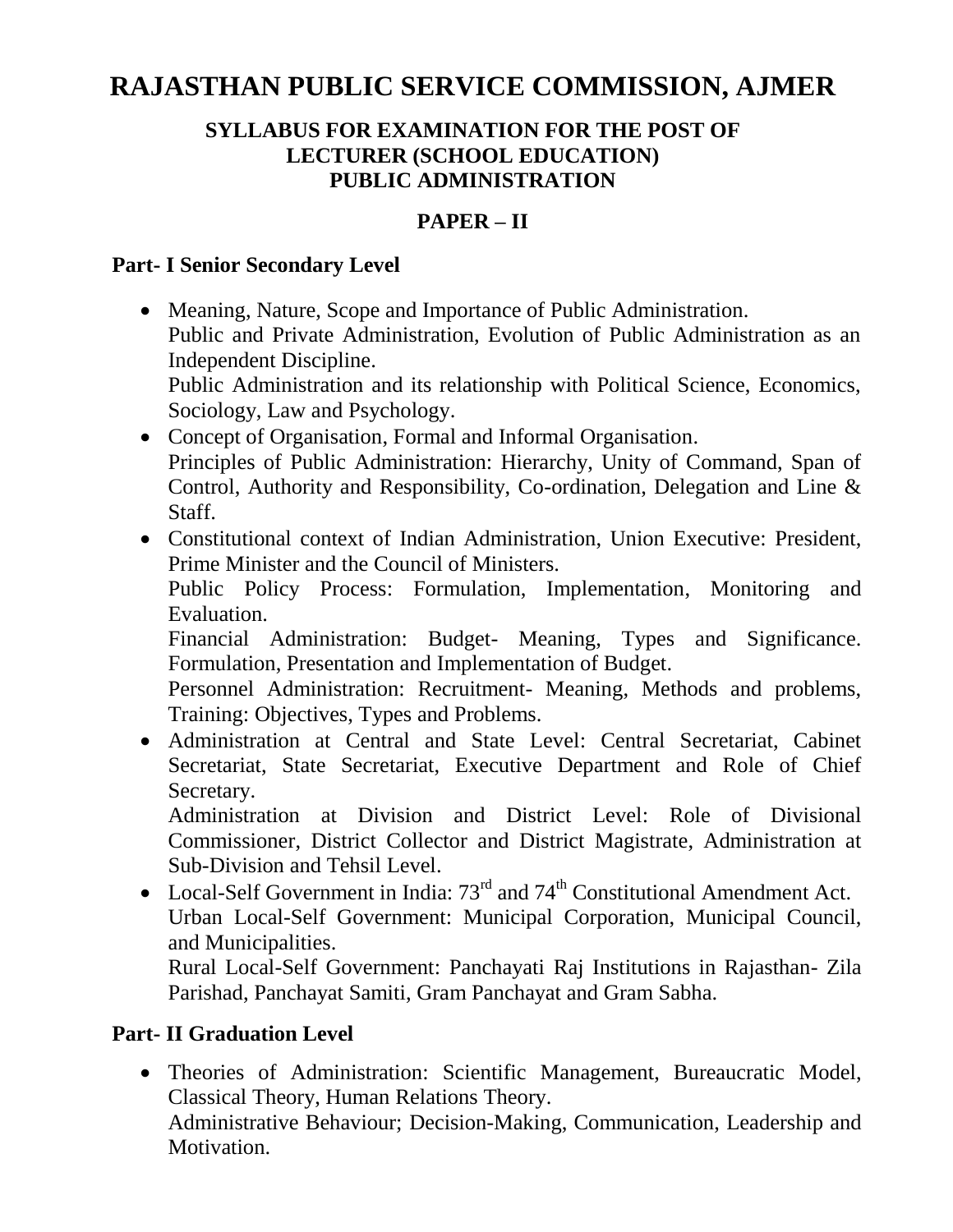# RAJASTHAN PUBLIC SERVICE COMMISSION, AJMER

### SYLLABUS FOR EXAMINATION FOR THE POST OF LECTURER (SCHOOL EDUCATION) PUBLIC ADMINISTRATION

### PAPER – II

## Part- I Senior Secondary Level

- Meaning, Nature, Scope and Importance of Public Administration.
  Public and Private Administration, Evolution of Public Administration as an Independent Discipline.
  Public Administration and its relationship with Political Science, Economics, Sociology, Law and Psychology.
- Concept of Organisation, Formal and Informal Organisation.
  Principles of Public Administration: Hierarchy, Unity of Command, Span of Control, Authority and Responsibility, Co-ordination, Delegation and Line & Staff.
- Constitutional context of Indian Administration, Union Executive: President, Prime Minister and the Council of Ministers.
  Public Policy Process: Formulation, Implementation, Monitoring and Evaluation.
  Financial Administration: Budget- Meaning, Types and Significance. Formulation, Presentation and Implementation of Budget.
  Personnel Administration: Recruitment- Meaning, Methods and problems, Training: Objectives, Types and Problems.
- Administration at Central and State Level: Central Secretariat, Cabinet Secretariat, State Secretariat, Executive Department and Role of Chief Secretary.
  Administration at Division and District Level: Role of Divisional Commissioner, District Collector and District Magistrate, Administration at Sub-Division and Tehsil Level.
- Local-Self Government in India: 73rd and 74th Constitutional Amendment Act.
  Urban Local-Self Government: Municipal Corporation, Municipal Council, and Municipalities.
  Rural Local-Self Government: Panchayati Raj Institutions in Rajasthan- Zila Parishad, Panchayat Samiti, Gram Panchayat and Gram Sabha.

## Part- II Graduation Level

- Theories of Administration: Scientific Management, Bureaucratic Model, Classical Theory, Human Relations Theory.
  Administrative Behaviour; Decision-Making, Communication, Leadership and Motivation.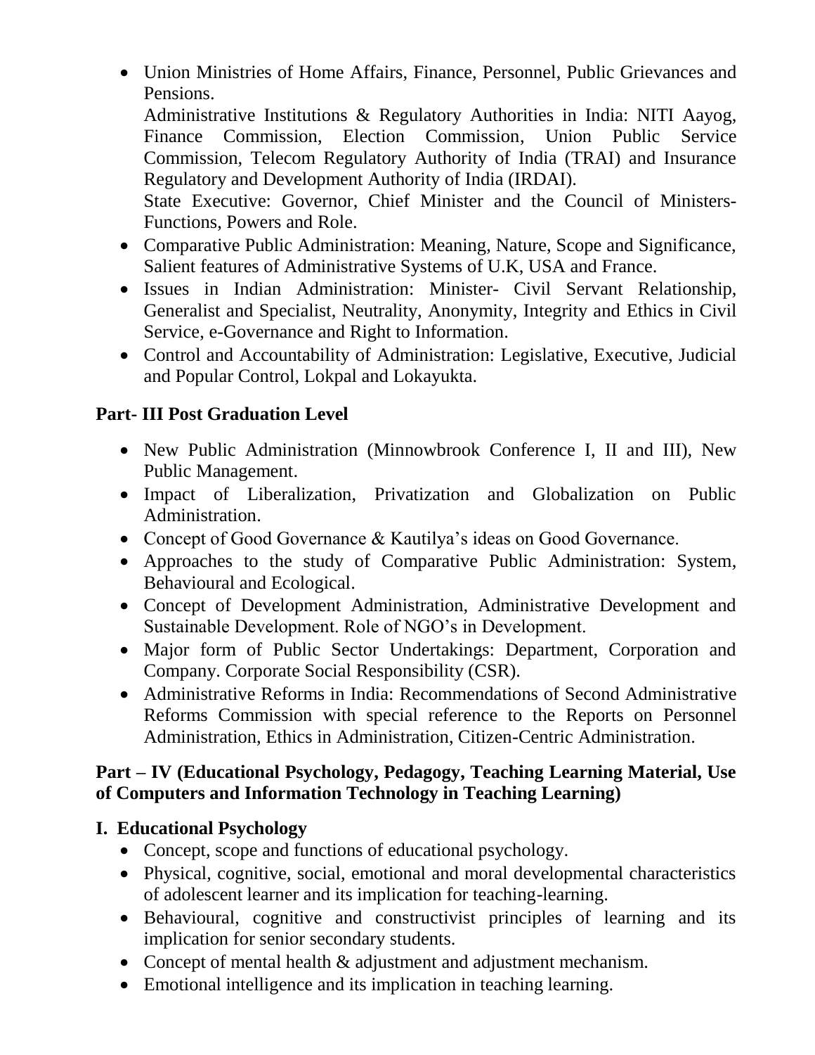- Union Ministries of Home Affairs, Finance, Personnel, Public Grievances and Pensions.
  Administrative Institutions & Regulatory Authorities in India: NITI Aayog, Finance Commission, Election Commission, Union Public Service Commission, Telecom Regulatory Authority of India (TRAI) and Insurance Regulatory and Development Authority of India (IRDAI).
  State Executive: Governor, Chief Minister and the Council of Ministers-Functions, Powers and Role.
- Comparative Public Administration: Meaning, Nature, Scope and Significance, Salient features of Administrative Systems of U.K, USA and France.
- Issues in Indian Administration: Minister- Civil Servant Relationship, Generalist and Specialist, Neutrality, Anonymity, Integrity and Ethics in Civil Service, e-Governance and Right to Information.
- Control and Accountability of Administration: Legislative, Executive, Judicial and Popular Control, Lokpal and Lokayukta.

## Part- III Post Graduation Level

- New Public Administration (Minnowbrook Conference I, II and III), New Public Management.
- Impact of Liberalization, Privatization and Globalization on Public Administration.
- Concept of Good Governance & Kautilya's ideas on Good Governance.
- Approaches to the study of Comparative Public Administration: System, Behavioural and Ecological.
- Concept of Development Administration, Administrative Development and Sustainable Development. Role of NGO's in Development.
- Major form of Public Sector Undertakings: Department, Corporation and Company. Corporate Social Responsibility (CSR).
- Administrative Reforms in India: Recommendations of Second Administrative Reforms Commission with special reference to the Reports on Personnel Administration, Ethics in Administration, Citizen-Centric Administration.

## Part – IV (Educational Psychology, Pedagogy, Teaching Learning Material, Use of Computers and Information Technology in Teaching Learning)

### I. Educational Psychology

- Concept, scope and functions of educational psychology.
- Physical, cognitive, social, emotional and moral developmental characteristics of adolescent learner and its implication for teaching-learning.
- Behavioural, cognitive and constructivist principles of learning and its implication for senior secondary students.
- Concept of mental health & adjustment and adjustment mechanism.
- Emotional intelligence and its implication in teaching learning.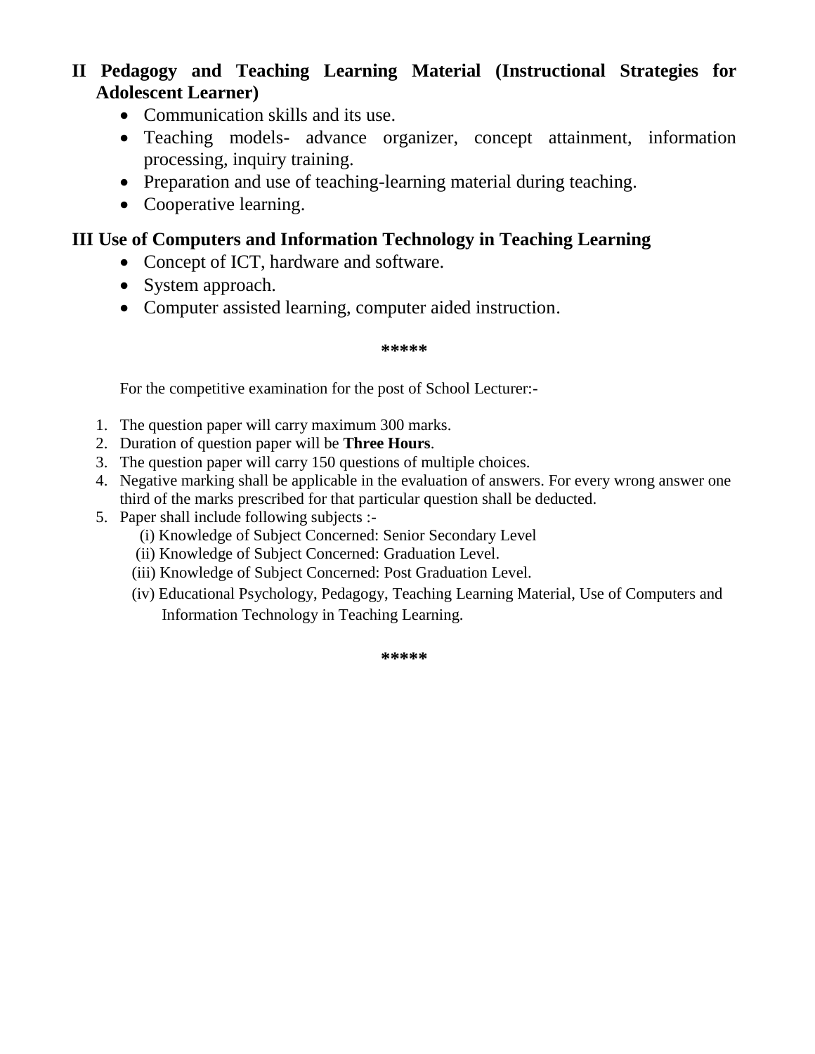## II Pedagogy and Teaching Learning Material (Instructional Strategies for Adolescent Learner)

- Communication skills and its use.
- Teaching models- advance organizer, concept attainment, information processing, inquiry training.
- Preparation and use of teaching-learning material during teaching.
- Cooperative learning.

## III Use of Computers and Information Technology in Teaching Learning

- Concept of ICT, hardware and software.
- System approach.
- Computer assisted learning, computer aided instruction.

*****

For the competitive examination for the post of School Lecturer:-

1. The question paper will carry maximum 300 marks.
2. Duration of question paper will be **Three Hours**.
3. The question paper will carry 150 questions of multiple choices.
4. Negative marking shall be applicable in the evaluation of answers. For every wrong answer one third of the marks prescribed for that particular question shall be deducted.
5. Paper shall include following subjects :-
   (i) Knowledge of Subject Concerned: Senior Secondary Level
   (ii) Knowledge of Subject Concerned: Graduation Level.
   (iii) Knowledge of Subject Concerned: Post Graduation Level.
   (iv) Educational Psychology, Pedagogy, Teaching Learning Material, Use of Computers and Information Technology in Teaching Learning.

*****